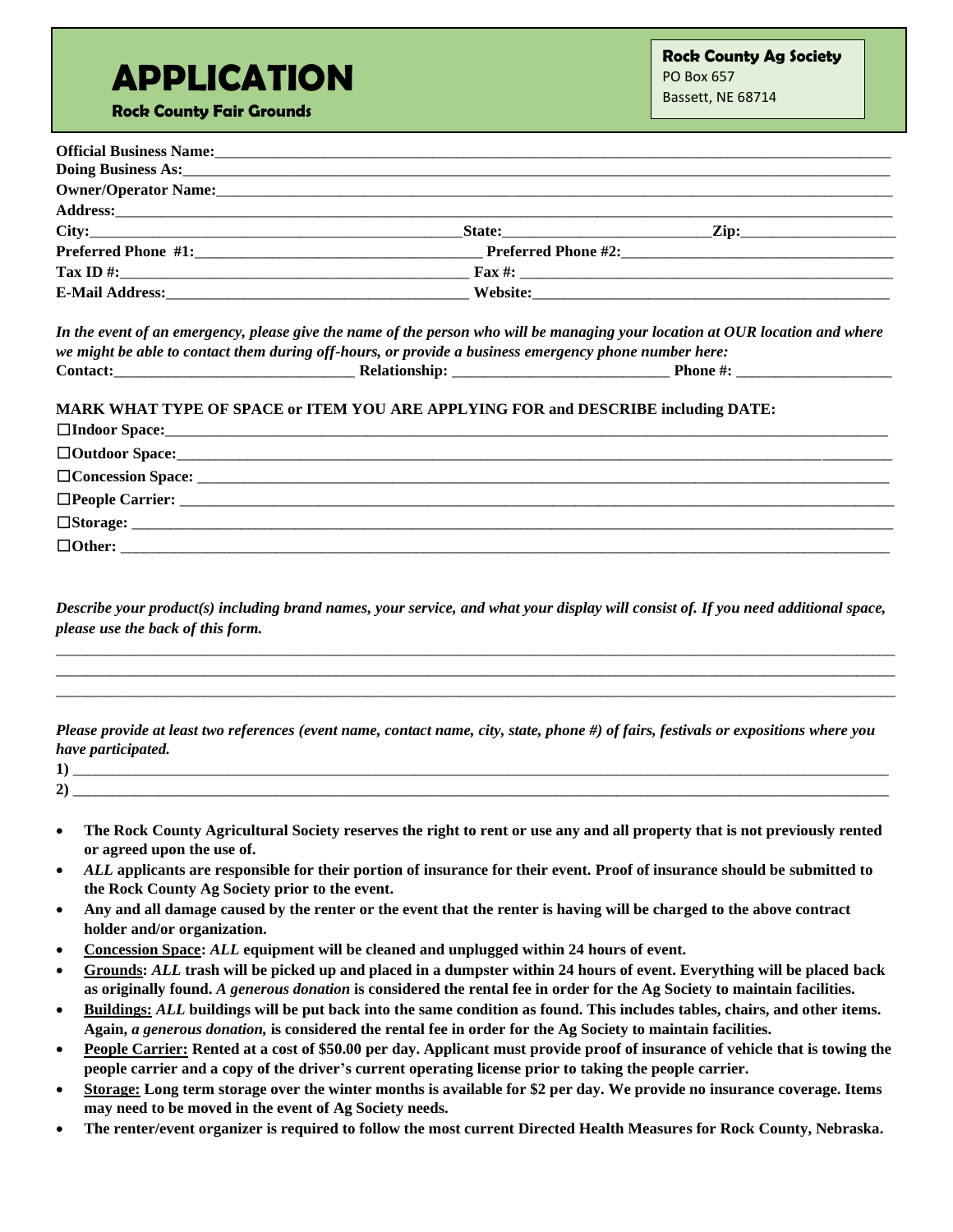# APPLICATION

**Rock County Fair Grounds**

**Rock County Ag Society**
PO Box 657
Bassett, NE 68714

**Official Business Name:**\_\_\_\_\_\_\_\_\_\_\_\_\_\_\_\_\_\_\_\_\_\_\_\_\_\_\_\_\_\_\_\_\_\_\_\_\_\_\_\_

**Doing Business As:**\_\_\_\_\_\_\_\_\_\_\_\_\_\_\_\_\_\_\_\_\_\_\_\_\_\_\_\_\_\_\_\_\_\_\_\_\_\_\_\_

**Owner/Operator Name:**\_\_\_\_\_\_\_\_\_\_\_\_\_\_\_\_\_\_\_\_\_\_\_\_\_\_\_\_\_\_\_\_\_\_\_\_\_\_\_\_

**Address:**\_\_\_\_\_\_\_\_\_\_\_\_\_\_\_\_\_\_\_\_\_\_\_\_\_\_\_\_\_\_\_\_\_\_\_\_\_\_\_\_

**City:**\_\_\_\_\_\_\_\_\_\_\_\_\_\_\_\_\_\_\_\_ **State:**\_\_\_\_\_\_\_\_\_\_\_\_ **Zip:**\_\_\_\_\_\_\_\_\_\_

**Preferred Phone #1:**\_\_\_\_\_\_\_\_\_\_\_\_\_\_\_\_\_\_\_\_ **Preferred Phone #2:**\_\_\_\_\_\_\_\_\_\_\_\_\_\_\_\_\_\_\_\_

**Tax ID #:**\_\_\_\_\_\_\_\_\_\_\_\_\_\_\_\_\_\_\_\_ **Fax #:** \_\_\_\_\_\_\_\_\_\_\_\_\_\_\_\_\_\_\_\_

**E-Mail Address:**\_\_\_\_\_\_\_\_\_\_\_\_\_\_\_\_\_\_\_\_ **Website:**\_\_\_\_\_\_\_\_\_\_\_\_\_\_\_\_\_\_\_\_

***In the event of an emergency, please give the name of the person who will be managing your location at OUR location and where we might be able to contact them during off-hours, or provide a business emergency phone number here:***

**Contact:**\_\_\_\_\_\_\_\_\_\_\_\_\_\_\_\_\_\_\_\_ **Relationship:** \_\_\_\_\_\_\_\_\_\_\_\_\_\_\_\_\_\_\_\_ **Phone #:** \_\_\_\_\_\_\_\_\_\_\_\_\_\_\_\_\_\_\_\_

**MARK WHAT TYPE OF SPACE or ITEM YOU ARE APPLYING FOR and DESCRIBE including DATE:**

☐**Indoor Space:**\_\_\_\_\_\_\_\_\_\_\_\_\_\_\_\_\_\_\_\_\_\_\_\_\_\_\_\_\_\_\_\_\_\_\_\_\_\_\_\_

☐**Outdoor Space:**\_\_\_\_\_\_\_\_\_\_\_\_\_\_\_\_\_\_\_\_\_\_\_\_\_\_\_\_\_\_\_\_\_\_\_\_\_\_\_\_

☐**Concession Space:** \_\_\_\_\_\_\_\_\_\_\_\_\_\_\_\_\_\_\_\_\_\_\_\_\_\_\_\_\_\_\_\_\_\_\_\_\_\_\_\_

☐**People Carrier:** \_\_\_\_\_\_\_\_\_\_\_\_\_\_\_\_\_\_\_\_\_\_\_\_\_\_\_\_\_\_\_\_\_\_\_\_\_\_\_\_

☐**Storage:** \_\_\_\_\_\_\_\_\_\_\_\_\_\_\_\_\_\_\_\_\_\_\_\_\_\_\_\_\_\_\_\_\_\_\_\_\_\_\_\_

☐**Other:** \_\_\_\_\_\_\_\_\_\_\_\_\_\_\_\_\_\_\_\_\_\_\_\_\_\_\_\_\_\_\_\_\_\_\_\_\_\_\_\_

***Describe your product(s) including brand names, your service, and what your display will consist of. If you need additional space, please use the back of this form.***

\_\_\_\_\_\_\_\_\_\_\_\_\_\_\_\_\_\_\_\_\_\_\_\_\_\_\_\_\_\_\_\_\_\_\_\_\_\_\_\_\_\_\_\_\_\_\_\_\_\_\_\_\_\_\_\_\_\_\_\_

\_\_\_\_\_\_\_\_\_\_\_\_\_\_\_\_\_\_\_\_\_\_\_\_\_\_\_\_\_\_\_\_\_\_\_\_\_\_\_\_\_\_\_\_\_\_\_\_\_\_\_\_\_\_\_\_\_\_\_\_

\_\_\_\_\_\_\_\_\_\_\_\_\_\_\_\_\_\_\_\_\_\_\_\_\_\_\_\_\_\_\_\_\_\_\_\_\_\_\_\_\_\_\_\_\_\_\_\_\_\_\_\_\_\_\_\_\_\_\_\_

***Please provide at least two references (event name, contact name, city, state, phone #) of fairs, festivals or expositions where you have participated.***

**1)** \_\_\_\_\_\_\_\_\_\_\_\_\_\_\_\_\_\_\_\_\_\_\_\_\_\_\_\_\_\_\_\_\_\_\_\_\_\_\_\_\_\_\_\_\_\_\_\_\_\_\_\_\_\_\_\_\_\_\_\_

**2)** \_\_\_\_\_\_\_\_\_\_\_\_\_\_\_\_\_\_\_\_\_\_\_\_\_\_\_\_\_\_\_\_\_\_\_\_\_\_\_\_\_\_\_\_\_\_\_\_\_\_\_\_\_\_\_\_\_\_\_\_

- **The Rock County Agricultural Society reserves the right to rent or use any and all property that is not previously rented or agreed upon the use of.**
- ***ALL* applicants are responsible for their portion of insurance for their event. Proof of insurance should be submitted to the Rock County Ag Society prior to the event.**
- **Any and all damage caused by the renter or the event that the renter is having will be charged to the above contract holder and/or organization.**
- **<u>Concession Space</u>: *ALL* equipment will be cleaned and unplugged within 24 hours of event.**
- **<u>Grounds</u>: *ALL* trash will be picked up and placed in a dumpster within 24 hours of event. Everything will be placed back as originally found. *A generous donation* is considered the rental fee in order for the Ag Society to maintain facilities.**
- **<u>Buildings:</u> *ALL* buildings will be put back into the same condition as found. This includes tables, chairs, and other items. Again, *a generous donation,* is considered the rental fee in order for the Ag Society to maintain facilities.**
- **<u>People Carrier:</u> Rented at a cost of $50.00 per day. Applicant must provide proof of insurance of vehicle that is towing the people carrier and a copy of the driver's current operating license prior to taking the people carrier.**
- **<u>Storage:</u> Long term storage over the winter months is available for $2 per day. We provide no insurance coverage. Items may need to be moved in the event of Ag Society needs.**
- **The renter/event organizer is required to follow the most current Directed Health Measures for Rock County, Nebraska.**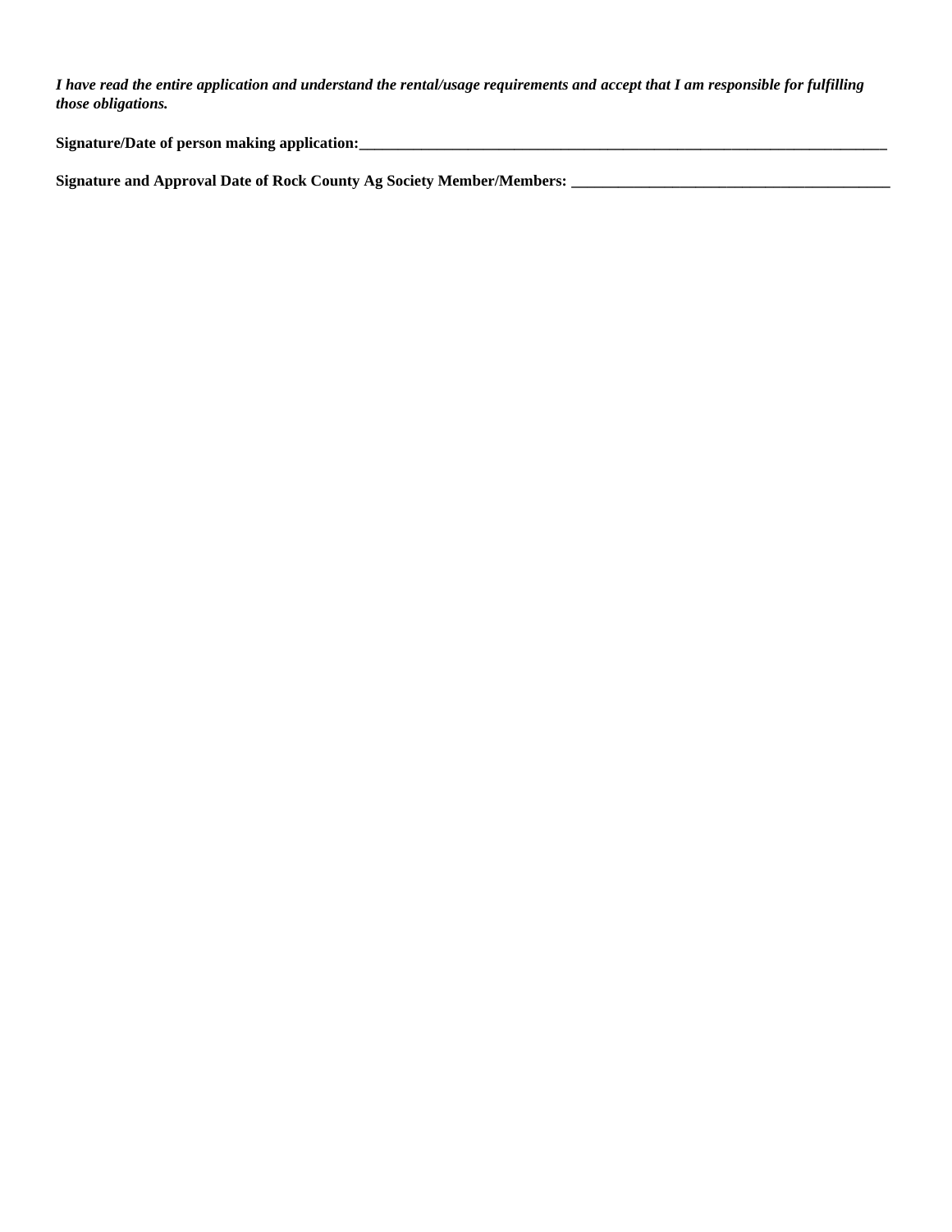***I have read the entire application and understand the rental/usage requirements and accept that I am responsible for fulfilling those obligations.***

**Signature/Date of person making application:_______________________________________________________________________**

**Signature and Approval Date of Rock County Ag Society Member/Members: ____________________________________________**